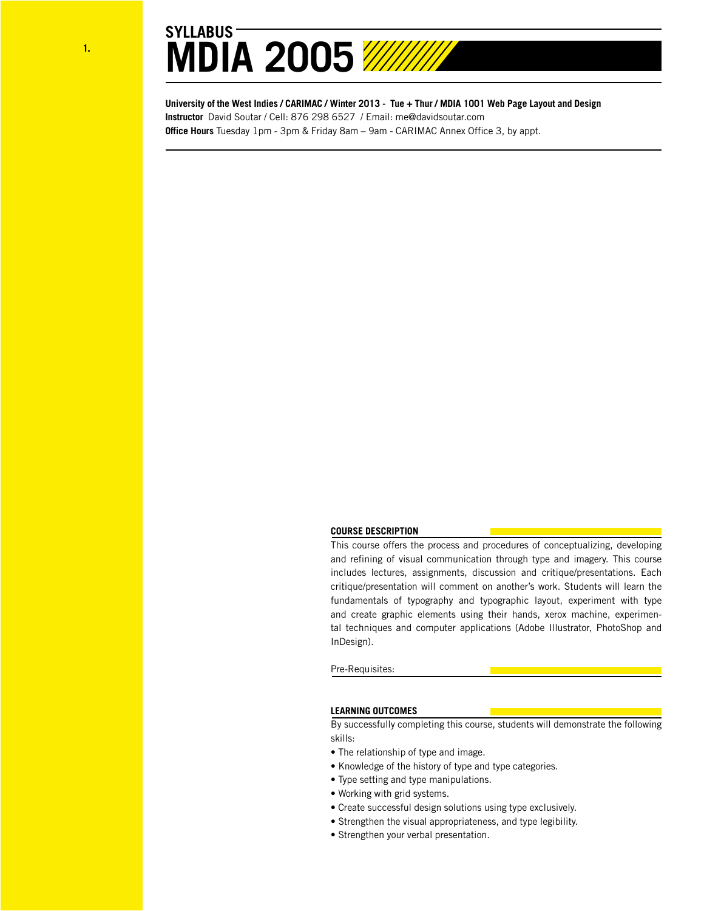SYLLABUS

# MDIA 2005

**University of the West Indies / CARIMAC / Winter 2013 - Tue + Thur / MDIA 1001 Web Page Layout and Design**
**Instructor** David Soutar / Cell: 876 298 6527 / Email: me@davidsoutar.com
**Office Hours** Tuesday 1pm - 3pm & Friday 8am – 9am - CARIMAC Annex Office 3, by appt.

## COURSE DESCRIPTION

This course offers the process and procedures of conceptualizing, developing and refining of visual communication through type and imagery. This course includes lectures, assignments, discussion and critique/presentations. Each critique/presentation will comment on another's work. Students will learn the fundamentals of typography and typographic layout, experiment with type and create graphic elements using their hands, xerox machine, experimental techniques and computer applications (Adobe Illustrator, PhotoShop and InDesign).

Pre-Requisites:

## LEARNING OUTCOMES

By successfully completing this course, students will demonstrate the following skills:

- The relationship of type and image.
- Knowledge of the history of type and type categories.
- Type setting and type manipulations.
- Working with grid systems.
- Create successful design solutions using type exclusively.
- Strengthen the visual appropriateness, and type legibility.
- Strengthen your verbal presentation.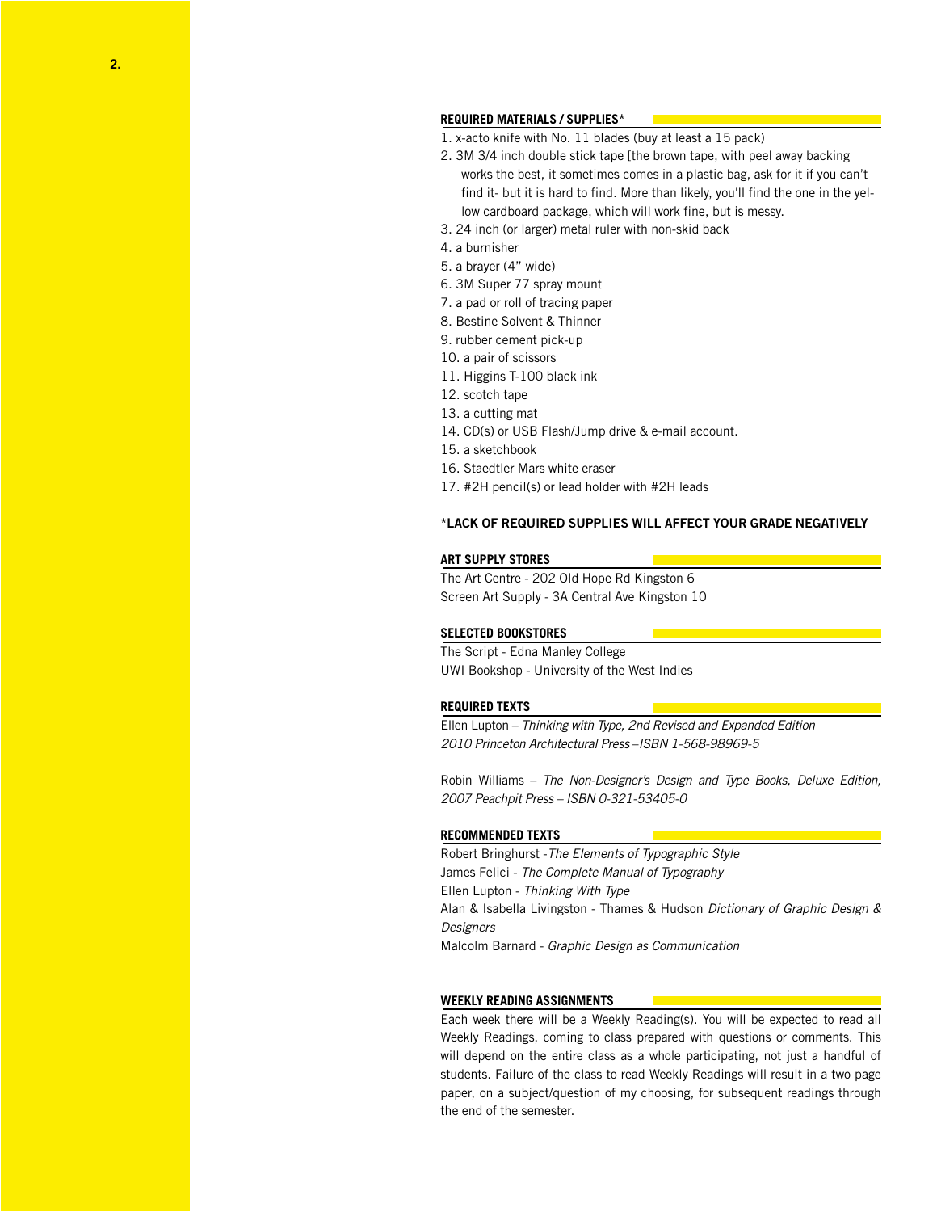## REQUIRED MATERIALS / SUPPLIES*

1. x-acto knife with No. 11 blades (buy at least a 15 pack)
2. 3M 3/4 inch double stick tape [the brown tape, with peel away backing works the best, it sometimes comes in a plastic bag, ask for it if you can't find it- but it is hard to find. More than likely, you'll find the one in the yellow cardboard package, which will work fine, but is messy.
3. 24 inch (or larger) metal ruler with non-skid back
4. a burnisher
5. a brayer (4" wide)
6. 3M Super 77 spray mount
7. a pad or roll of tracing paper
8. Bestine Solvent & Thinner
9. rubber cement pick-up
10. a pair of scissors
11. Higgins T-100 black ink
12. scotch tape
13. a cutting mat
14. CD(s) or USB Flash/Jump drive & e-mail account.
15. a sketchbook
16. Staedtler Mars white eraser
17. #2H pencil(s) or lead holder with #2H leads

**\*LACK OF REQUIRED SUPPLIES WILL AFFECT YOUR GRADE NEGATIVELY**

## ART SUPPLY STORES

The Art Centre - 202 Old Hope Rd Kingston 6
Screen Art Supply - 3A Central Ave Kingston 10

## SELECTED BOOKSTORES

The Script - Edna Manley College
UWI Bookshop - University of the West Indies

## REQUIRED TEXTS

Ellen Lupton – *Thinking with Type, 2nd Revised and Expanded Edition 2010 Princeton Architectural Press –ISBN 1-568-98969-5*

Robin Williams – *The Non-Designer's Design and Type Books, Deluxe Edition, 2007 Peachpit Press – ISBN 0-321-53405-0*

## RECOMMENDED TEXTS

Robert Bringhurst -*The Elements of Typographic Style*
James Felici - *The Complete Manual of Typography*
Ellen Lupton - *Thinking With Type*
Alan & Isabella Livingston - Thames & Hudson *Dictionary of Graphic Design & Designers*
Malcolm Barnard - *Graphic Design as Communication*

## WEEKLY READING ASSIGNMENTS

Each week there will be a Weekly Reading(s). You will be expected to read all Weekly Readings, coming to class prepared with questions or comments. This will depend on the entire class as a whole participating, not just a handful of students. Failure of the class to read Weekly Readings will result in a two page paper, on a subject/question of my choosing, for subsequent readings through the end of the semester.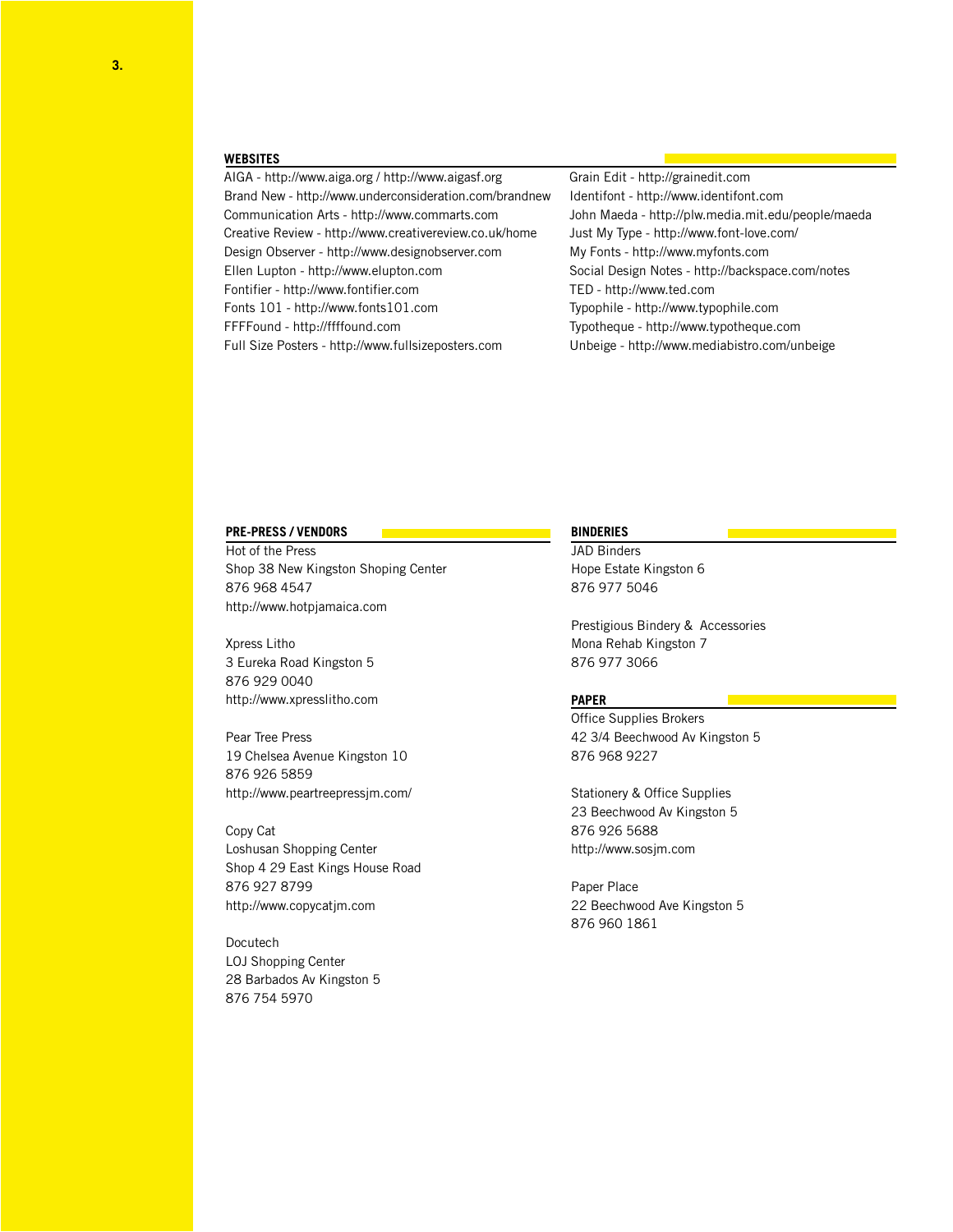## WEBSITES

AIGA - http://www.aiga.org / http://www.aigasf.org
Brand New - http://www.underconsideration.com/brandnew
Communication Arts - http://www.commarts.com
Creative Review - http://www.creativereview.co.uk/home
Design Observer - http://www.designobserver.com
Ellen Lupton - http://www.elupton.com
Fontifier - http://www.fontifier.com
Fonts 101 - http://www.fonts101.com
FFFFound - http://ffffound.com
Full Size Posters - http://www.fullsizeposters.com
Grain Edit - http://grainedit.com
Identifont - http://www.identifont.com
John Maeda - http://plw.media.mit.edu/people/maeda
Just My Type - http://www.font-love.com/
My Fonts - http://www.myfonts.com
Social Design Notes - http://backspace.com/notes
TED - http://www.ted.com
Typophile - http://www.typophile.com
Typotheque - http://www.typotheque.com
Unbeige - http://www.mediabistro.com/unbeige

## PRE-PRESS / VENDORS

Hot of the Press
Shop 38 New Kingston Shoping Center
876 968 4547
http://www.hotpjamaica.com

Xpress Litho
3 Eureka Road Kingston 5
876 929 0040
http://www.xpresslitho.com

Pear Tree Press
19 Chelsea Avenue Kingston 10
876 926 5859
http://www.peartreepressjm.com/

Copy Cat
Loshusan Shopping Center
Shop 4 29 East Kings House Road
876 927 8799
http://www.copycatjm.com

Docutech
LOJ Shopping Center
28 Barbados Av Kingston 5
876 754 5970

## BINDERIES

JAD Binders
Hope Estate Kingston 6
876 977 5046

Prestigious Bindery & Accessories
Mona Rehab Kingston 7
876 977 3066

## PAPER

Office Supplies Brokers
42 3/4 Beechwood Av Kingston 5
876 968 9227

Stationery & Office Supplies
23 Beechwood Av Kingston 5
876 926 5688
http://www.sosjm.com

Paper Place
22 Beechwood Ave Kingston 5
876 960 1861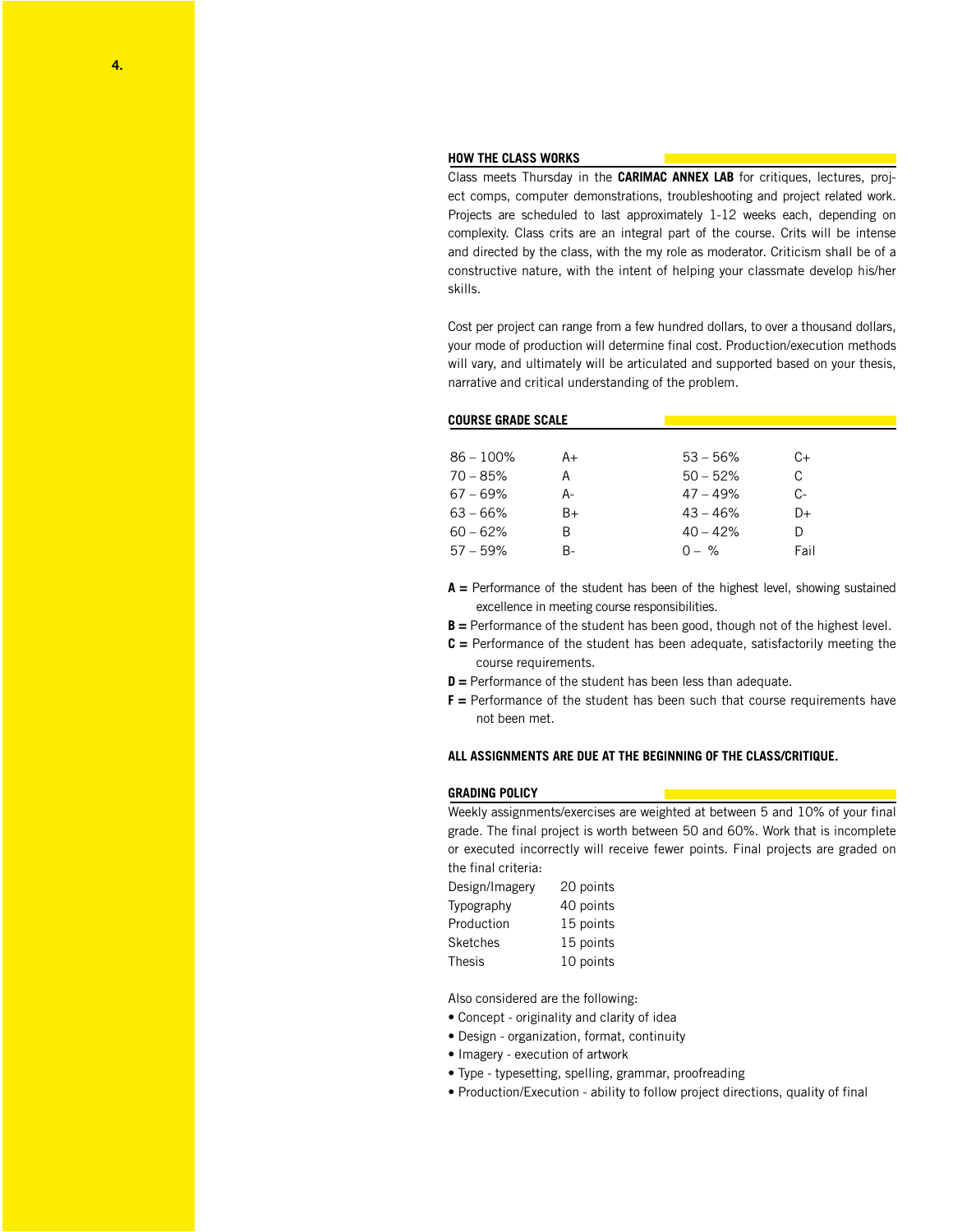## HOW THE CLASS WORKS

Class meets Thursday in the **CARIMAC ANNEX LAB** for critiques, lectures, project comps, computer demonstrations, troubleshooting and project related work. Projects are scheduled to last approximately 1-12 weeks each, depending on complexity. Class crits are an integral part of the course. Crits will be intense and directed by the class, with the my role as moderator. Criticism shall be of a constructive nature, with the intent of helping your classmate develop his/her skills.

Cost per project can range from a few hundred dollars, to over a thousand dollars, your mode of production will determine final cost. Production/execution methods will vary, and ultimately will be articulated and supported based on your thesis, narrative and critical understanding of the problem.

## COURSE GRADE SCALE

| | | | |
|---|---|---|---|
| 86 – 100% | A+ | 53 – 56% | C+ |
| 70 – 85% | A | 50 – 52% | C |
| 67 – 69% | A- | 47 – 49% | C- |
| 63 – 66% | B+ | 43 – 46% | D+ |
| 60 – 62% | B | 40 – 42% | D |
| 57 – 59% | B- | 0 – % | Fail |

**A =** Performance of the student has been of the highest level, showing sustained excellence in meeting course responsibilities.
**B =** Performance of the student has been good, though not of the highest level.
**C =** Performance of the student has been adequate, satisfactorily meeting the course requirements.
**D =** Performance of the student has been less than adequate.
**F =** Performance of the student has been such that course requirements have not been met.

**ALL ASSIGNMENTS ARE DUE AT THE BEGINNING OF THE CLASS/CRITIQUE.**

## GRADING POLICY

Weekly assignments/exercises are weighted at between 5 and 10% of your final grade. The final project is worth between 50 and 60%. Work that is incomplete or executed incorrectly will receive fewer points. Final projects are graded on the final criteria:

| | |
|---|---|
| Design/Imagery | 20 points |
| Typography | 40 points |
| Production | 15 points |
| Sketches | 15 points |
| Thesis | 10 points |

Also considered are the following:

- Concept - originality and clarity of idea
- Design - organization, format, continuity
- Imagery - execution of artwork
- Type - typesetting, spelling, grammar, proofreading
- Production/Execution - ability to follow project directions, quality of final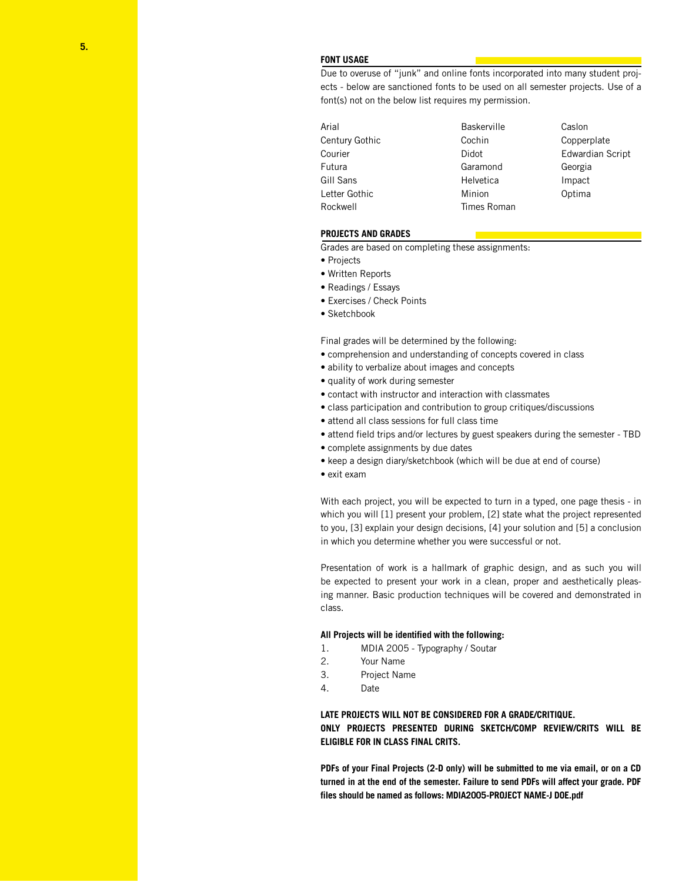## FONT USAGE

Due to overuse of "junk" and online fonts incorporated into many student projects - below are sanctioned fonts to be used on all semester projects. Use of a font(s) not on the below list requires my permission.

| | | |
|---|---|---|
| Arial | Baskerville | Caslon |
| Century Gothic | Cochin | Copperplate |
| Courier | Didot | Edwardian Script |
| Futura | Garamond | Georgia |
| Gill Sans | Helvetica | Impact |
| Letter Gothic | Minion | Optima |
| Rockwell | Times Roman | |

## PROJECTS AND GRADES

Grades are based on completing these assignments:

- Projects
- Written Reports
- Readings / Essays
- Exercises / Check Points
- Sketchbook

Final grades will be determined by the following:

- comprehension and understanding of concepts covered in class
- ability to verbalize about images and concepts
- quality of work during semester
- contact with instructor and interaction with classmates
- class participation and contribution to group critiques/discussions
- attend all class sessions for full class time
- attend field trips and/or lectures by guest speakers during the semester - TBD
- complete assignments by due dates
- keep a design diary/sketchbook (which will be due at end of course)
- exit exam

With each project, you will be expected to turn in a typed, one page thesis - in which you will [1] present your problem, [2] state what the project represented to you, [3] explain your design decisions, [4] your solution and [5] a conclusion in which you determine whether you were successful or not.

Presentation of work is a hallmark of graphic design, and as such you will be expected to present your work in a clean, proper and aesthetically pleasing manner. Basic production techniques will be covered and demonstrated in class.

**All Projects will be identified with the following:**

1. MDIA 2005 - Typography / Soutar
2. Your Name
3. Project Name
4. Date

**LATE PROJECTS WILL NOT BE CONSIDERED FOR A GRADE/CRITIQUE.**
**ONLY PROJECTS PRESENTED DURING SKETCH/COMP REVIEW/CRITS WILL BE ELIGIBLE FOR IN CLASS FINAL CRITS.**

**PDFs of your Final Projects (2-D only) will be submitted to me via email, or on a CD turned in at the end of the semester. Failure to send PDFs will affect your grade. PDF files should be named as follows: MDIA2005-PROJECT NAME-J DOE.pdf**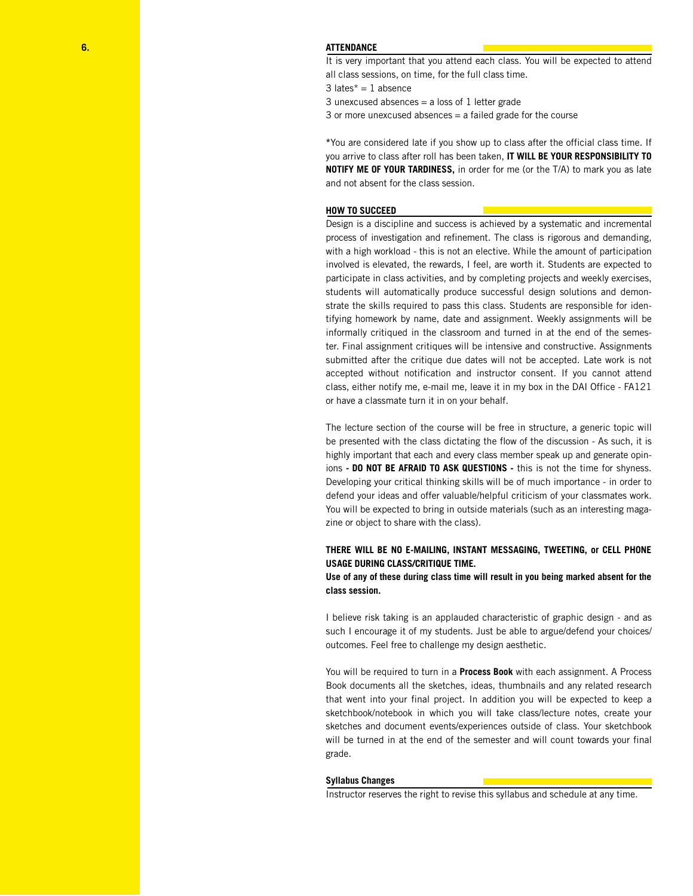## ATTENDANCE

It is very important that you attend each class. You will be expected to attend all class sessions, on time, for the full class time.

3 lates* = 1 absence

3 unexcused absences = a loss of 1 letter grade

3 or more unexcused absences = a failed grade for the course

*You are considered late if you show up to class after the official class time. If you arrive to class after roll has been taken, **IT WILL BE YOUR RESPONSIBILITY TO NOTIFY ME OF YOUR TARDINESS,** in order for me (or the T/A) to mark you as late and not absent for the class session.

## HOW TO SUCCEED

Design is a discipline and success is achieved by a systematic and incremental process of investigation and refinement. The class is rigorous and demanding, with a high workload - this is not an elective. While the amount of participation involved is elevated, the rewards, I feel, are worth it. Students are expected to participate in class activities, and by completing projects and weekly exercises, students will automatically produce successful design solutions and demonstrate the skills required to pass this class. Students are responsible for identifying homework by name, date and assignment. Weekly assignments will be informally critiqued in the classroom and turned in at the end of the semester. Final assignment critiques will be intensive and constructive. Assignments submitted after the critique due dates will not be accepted. Late work is not accepted without notification and instructor consent. If you cannot attend class, either notify me, e-mail me, leave it in my box in the DAI Office - FA121 or have a classmate turn it in on your behalf.

The lecture section of the course will be free in structure, a generic topic will be presented with the class dictating the flow of the discussion - As such, it is highly important that each and every class member speak up and generate opinions **- DO NOT BE AFRAID TO ASK QUESTIONS -** this is not the time for shyness. Developing your critical thinking skills will be of much importance - in order to defend your ideas and offer valuable/helpful criticism of your classmates work. You will be expected to bring in outside materials (such as an interesting magazine or object to share with the class).

**THERE WILL BE NO E-MAILING, INSTANT MESSAGING, TWEETING, or CELL PHONE USAGE DURING CLASS/CRITIQUE TIME.**

**Use of any of these during class time will result in you being marked absent for the class session.**

I believe risk taking is an applauded characteristic of graphic design - and as such I encourage it of my students. Just be able to argue/defend your choices/outcomes. Feel free to challenge my design aesthetic.

You will be required to turn in a **Process Book** with each assignment. A Process Book documents all the sketches, ideas, thumbnails and any related research that went into your final project. In addition you will be expected to keep a sketchbook/notebook in which you will take class/lecture notes, create your sketches and document events/experiences outside of class. Your sketchbook will be turned in at the end of the semester and will count towards your final grade.

## Syllabus Changes

Instructor reserves the right to revise this syllabus and schedule at any time.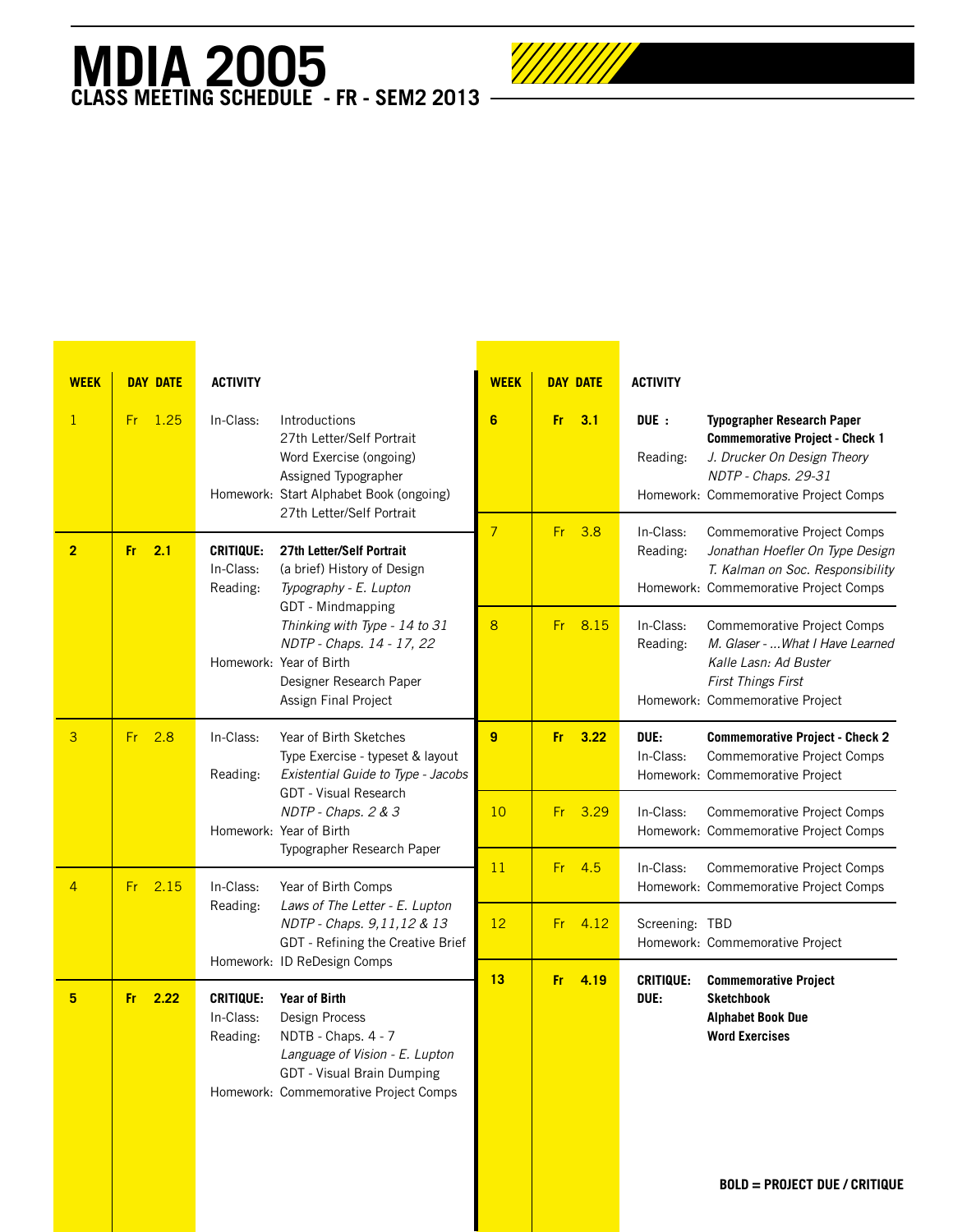# MDIA 2005

## CLASS MEETING SCHEDULE - FR - SEM2 2013

| WEEK | DAY | DATE | ACTIVITY | |
|---|---|---|---|---|
| 1 | Fr | 1.25 | In-Class: | Introductions<br>27th Letter/Self Portrait<br>Word Exercise (ongoing)<br>Assigned Typographer |
| | | | Homework: | Start Alphabet Book (ongoing)<br>27th Letter/Self Portrait |
| **2** | **Fr** | **2.1** | **CRITIQUE:** | **27th Letter/Self Portrait** |
| | | | In-Class: | (a brief) History of Design |
| | | | Reading: | *Typography - E. Lupton*<br>GDT - Mindmapping<br>*Thinking with Type - 14 to 31*<br>*NDTP - Chaps. 14 - 17, 22* |
| | | | Homework: | Year of Birth<br>Designer Research Paper<br>Assign Final Project |
| 3 | Fr | 2.8 | In-Class: | Year of Birth Sketches<br>Type Exercise - typeset & layout |
| | | | Reading: | *Existential Guide to Type - Jacobs*<br>GDT - Visual Research<br>*NDTP - Chaps. 2 & 3* |
| | | | Homework: | Year of Birth<br>Typographer Research Paper |
| 4 | Fr | 2.15 | In-Class: | Year of Birth Comps |
| | | | Reading: | *Laws of The Letter - E. Lupton*<br>*NDTP - Chaps. 9,11,12 & 13*<br>GDT - Refining the Creative Brief |
| | | | Homework: | ID ReDesign Comps |
| **5** | **Fr** | **2.22** | **CRITIQUE:** | **Year of Birth** |
| | | | In-Class: | Design Process |
| | | | Reading: | NDTB - Chaps. 4 - 7<br>*Language of Vision - E. Lupton*<br>GDT - Visual Brain Dumping |
| | | | Homework: | Commemorative Project Comps |
| **6** | **Fr** | **3.1** | **DUE :** | **Typographer Research Paper**<br>**Commemorative Project - Check 1** |
| | | | Reading: | *J. Drucker On Design Theory*<br>*NDTP - Chaps. 29-31* |
| | | | Homework: | Commemorative Project Comps |
| 7 | Fr | 3.8 | In-Class: | Commemorative Project Comps |
| | | | Reading: | *Jonathan Hoefler On Type Design*<br>*T. Kalman on Soc. Responsibility* |
| | | | Homework: | Commemorative Project Comps |
| 8 | Fr | 8.15 | In-Class: | Commemorative Project Comps |
| | | | Reading: | *M. Glaser - ...What I Have Learned*<br>*Kalle Lasn: Ad Buster*<br>*First Things First* |
| | | | Homework: | Commemorative Project |
| **9** | **Fr** | **3.22** | **DUE:** | **Commemorative Project - Check 2** |
| | | | In-Class: | Commemorative Project Comps |
| | | | Homework: | Commemorative Project |
| 10 | Fr | 3.29 | In-Class: | Commemorative Project Comps |
| | | | Homework: | Commemorative Project Comps |
| 11 | Fr | 4.5 | In-Class: | Commemorative Project Comps |
| | | | Homework: | Commemorative Project Comps |
| 12 | Fr | 4.12 | Screening: | TBD |
| | | | Homework: | Commemorative Project |
| **13** | **Fr** | **4.19** | **CRITIQUE:** | **Commemorative Project** |
| | | | **DUE:** | **Sketchbook**<br>**Alphabet Book Due**<br>**Word Exercises** |

**BOLD = PROJECT DUE / CRITIQUE**